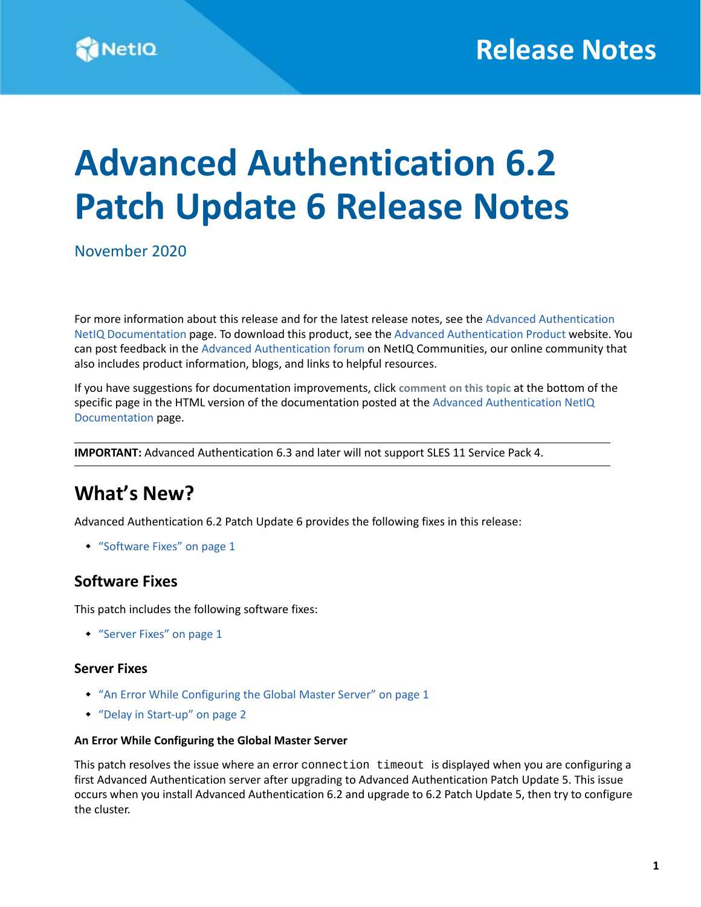# Advanced Authentication 6.2 Patch Update 6 Release Notes

November 2020

For more information about this release and for the latest release notes, see the Advanced Authentication NetIQ Documentation page. To download this product, see the Advanced Authentication Product website. You can post feedback in the Advanced Authentication forum on NetIQ Communities, our online community that also includes product information, blogs, and links to helpful resources.

If you have suggestions for documentation improvements, click **comment on this topic** at the bottom of the specific page in the HTML version of the documentation posted at the Advanced Authentication NetIQ Documentation page.

**IMPORTANT:** Advanced Authentication 6.3 and later will not support SLES 11 Service Pack 4.

## What's New?

Advanced Authentication 6.2 Patch Update 6 provides the following fixes in this release:

- "Software Fixes" on page 1

### Software Fixes

This patch includes the following software fixes:

- "Server Fixes" on page 1

#### Server Fixes

- "An Error While Configuring the Global Master Server" on page 1
- "Delay in Start-up" on page 2

##### An Error While Configuring the Global Master Server

This patch resolves the issue where an error `connection timeout` is displayed when you are configuring a first Advanced Authentication server after upgrading to Advanced Authentication Patch Update 5. This issue occurs when you install Advanced Authentication 6.2 and upgrade to 6.2 Patch Update 5, then try to configure the cluster.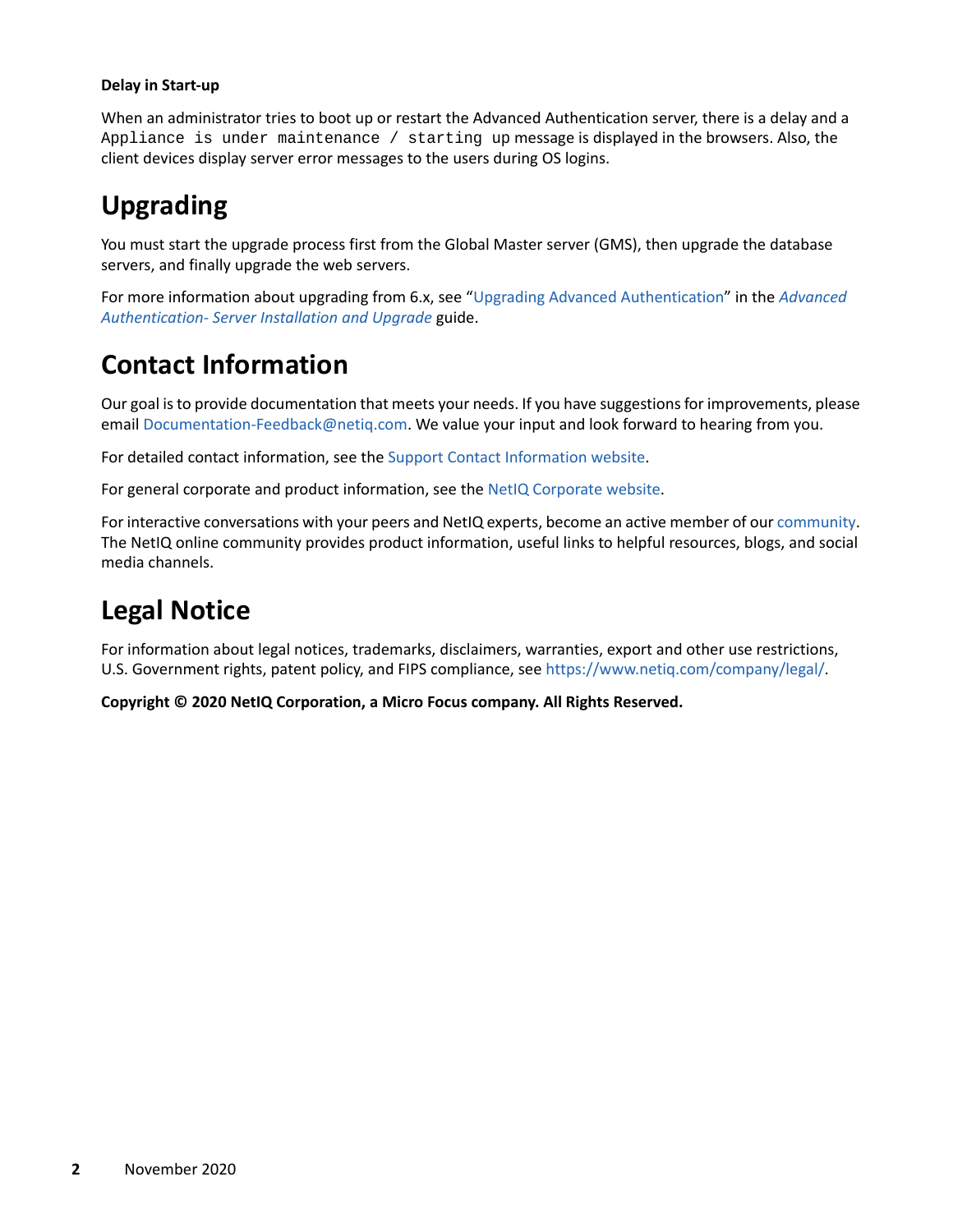**Delay in Start-up**

When an administrator tries to boot up or restart the Advanced Authentication server, there is a delay and a `Appliance is under maintenance / starting up` message is displayed in the browsers. Also, the client devices display server error messages to the users during OS logins.

## Upgrading

You must start the upgrade process first from the Global Master server (GMS), then upgrade the database servers, and finally upgrade the web servers.

For more information about upgrading from 6.x, see "Upgrading Advanced Authentication" in the *Advanced Authentication- Server Installation and Upgrade* guide.

## Contact Information

Our goal is to provide documentation that meets your needs. If you have suggestions for improvements, please email Documentation-Feedback@netiq.com. We value your input and look forward to hearing from you.

For detailed contact information, see the Support Contact Information website.

For general corporate and product information, see the NetIQ Corporate website.

For interactive conversations with your peers and NetIQ experts, become an active member of our community. The NetIQ online community provides product information, useful links to helpful resources, blogs, and social media channels.

## Legal Notice

For information about legal notices, trademarks, disclaimers, warranties, export and other use restrictions, U.S. Government rights, patent policy, and FIPS compliance, see https://www.netiq.com/company/legal/.

**Copyright © 2020 NetIQ Corporation, a Micro Focus company. All Rights Reserved.**